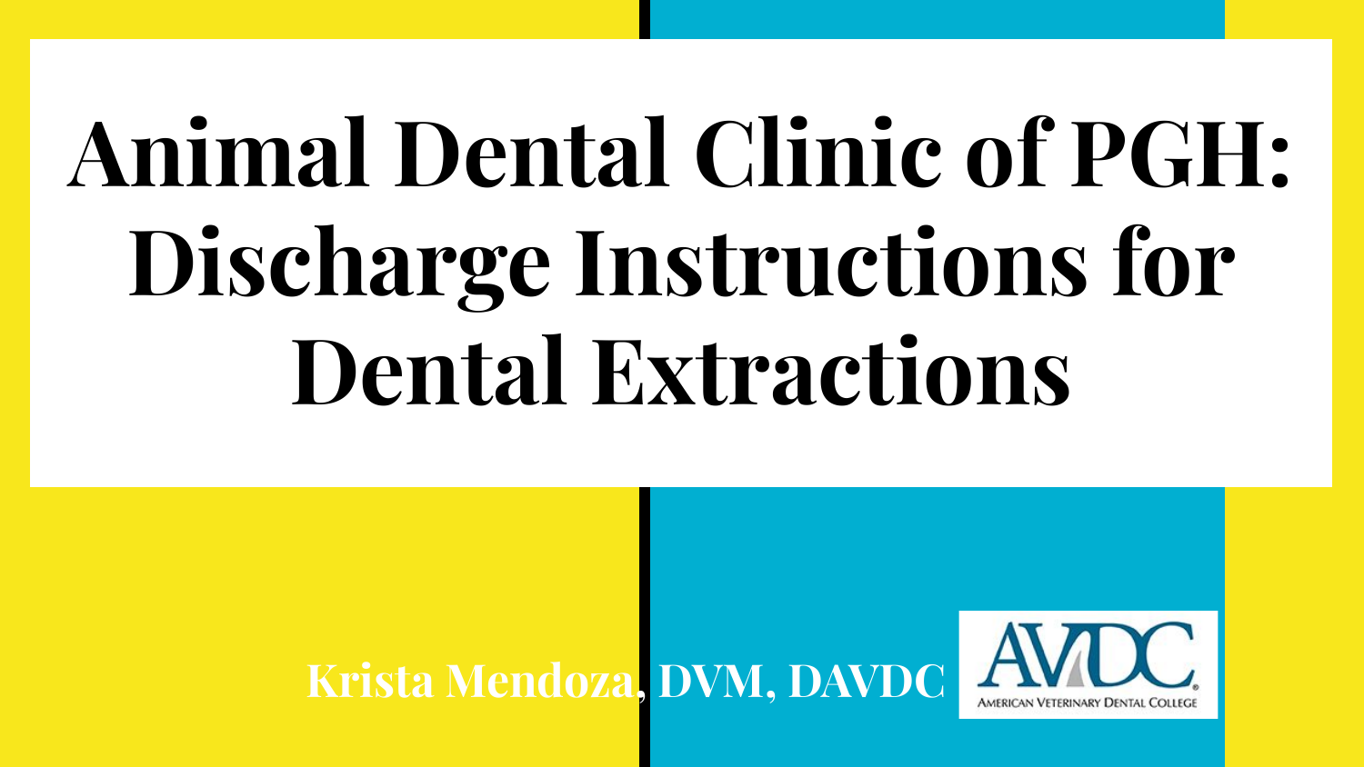# Animal Dental Clinic of PGH: Discharge Instructions for Dental Extractions

Krista Mendoza, DVM, DAVDC

AVDC
AMERICAN VETERINARY DENTAL COLLEGE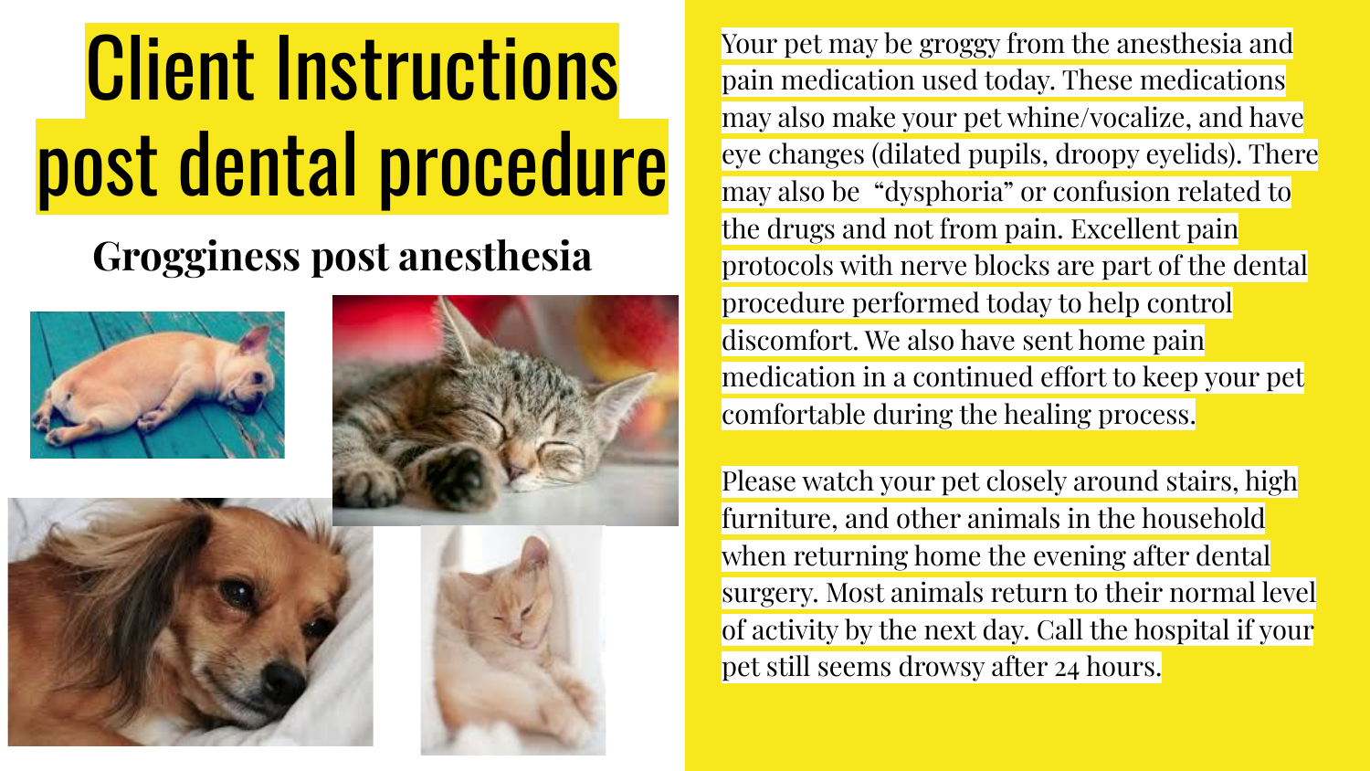# Client Instructions post dental procedure

## Grogginess post anesthesia

Your pet may be groggy from the anesthesia and pain medication used today. These medications may also make your pet whine/vocalize, and have eye changes (dilated pupils, droopy eyelids). There may also be "dysphoria" or confusion related to the drugs and not from pain. Excellent pain protocols with nerve blocks are part of the dental procedure performed today to help control discomfort. We also have sent home pain medication in a continued effort to keep your pet comfortable during the healing process.

Please watch your pet closely around stairs, high furniture, and other animals in the household when returning home the evening after dental surgery. Most animals return to their normal level of activity by the next day. Call the hospital if your pet still seems drowsy after 24 hours.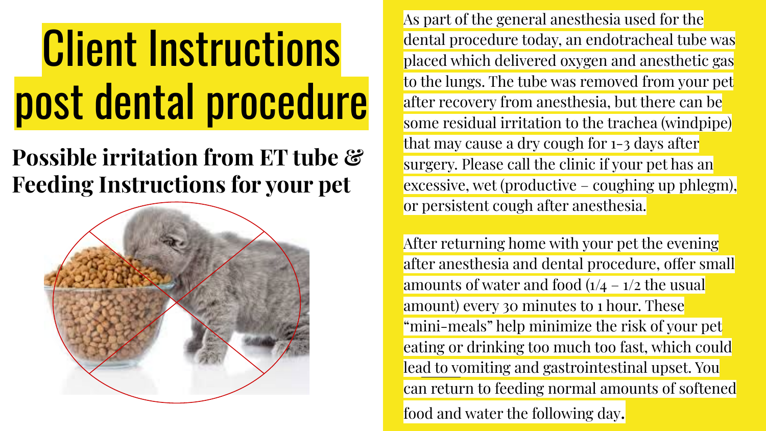# Client Instructions post dental procedure

## Possible irritation from ET tube & Feeding Instructions for your pet

As part of the general anesthesia used for the dental procedure today, an endotracheal tube was placed which delivered oxygen and anesthetic gas to the lungs. The tube was removed from your pet after recovery from anesthesia, but there can be some residual irritation to the trachea (windpipe) that may cause a dry cough for 1-3 days after surgery. Please call the clinic if your pet has an excessive, wet (productive – coughing up phlegm), or persistent cough after anesthesia.

After returning home with your pet the evening after anesthesia and dental procedure, offer small amounts of water and food (1/4 – 1/2 the usual amount) every 30 minutes to 1 hour. These "mini-meals" help minimize the risk of your pet eating or drinking too much too fast, which could lead to vomiting and gastrointestinal upset. You can return to feeding normal amounts of softened food and water the following day.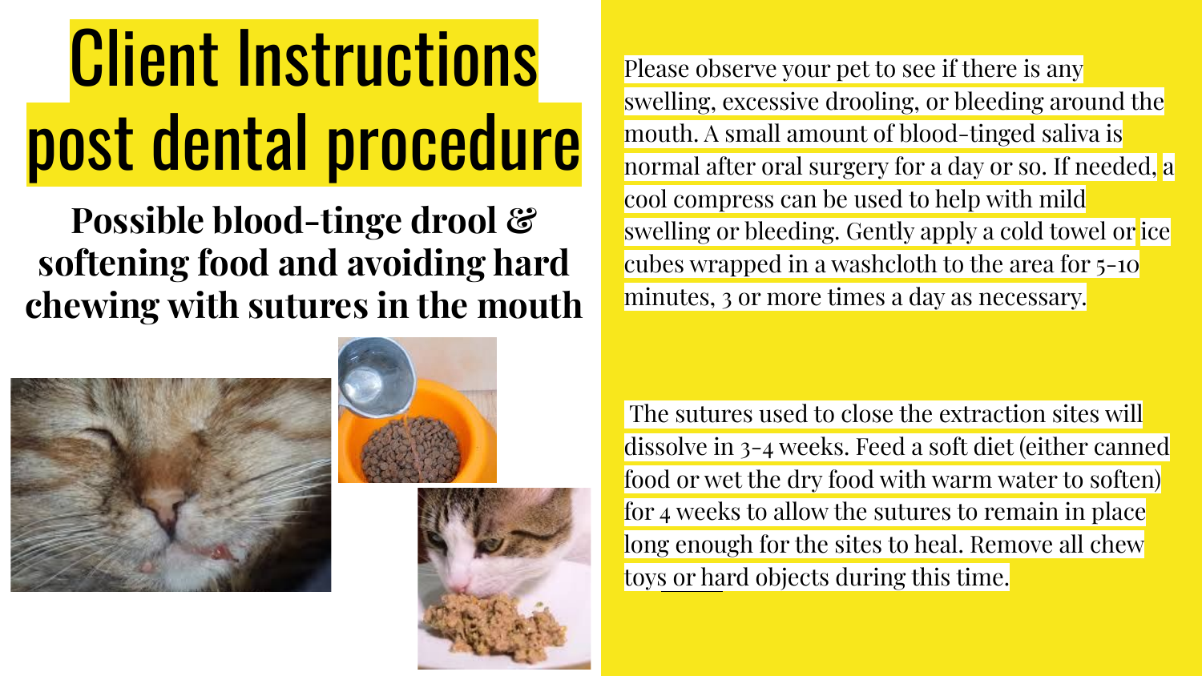# Client Instructions post dental procedure

**Possible blood-tinge drool & softening food and avoiding hard chewing with sutures in the mouth**

Please observe your pet to see if there is any swelling, excessive drooling, or bleeding around the mouth. A small amount of blood-tinged saliva is normal after oral surgery for a day or so. If needed, a cool compress can be used to help with mild swelling or bleeding. Gently apply a cold towel or ice cubes wrapped in a washcloth to the area for 5-10 minutes, 3 or more times a day as necessary.

The sutures used to close the extraction sites will dissolve in 3-4 weeks. Feed a soft diet (either canned food or wet the dry food with warm water to soften) for 4 weeks to allow the sutures to remain in place long enough for the sites to heal. Remove all chew toys or hard objects during this time.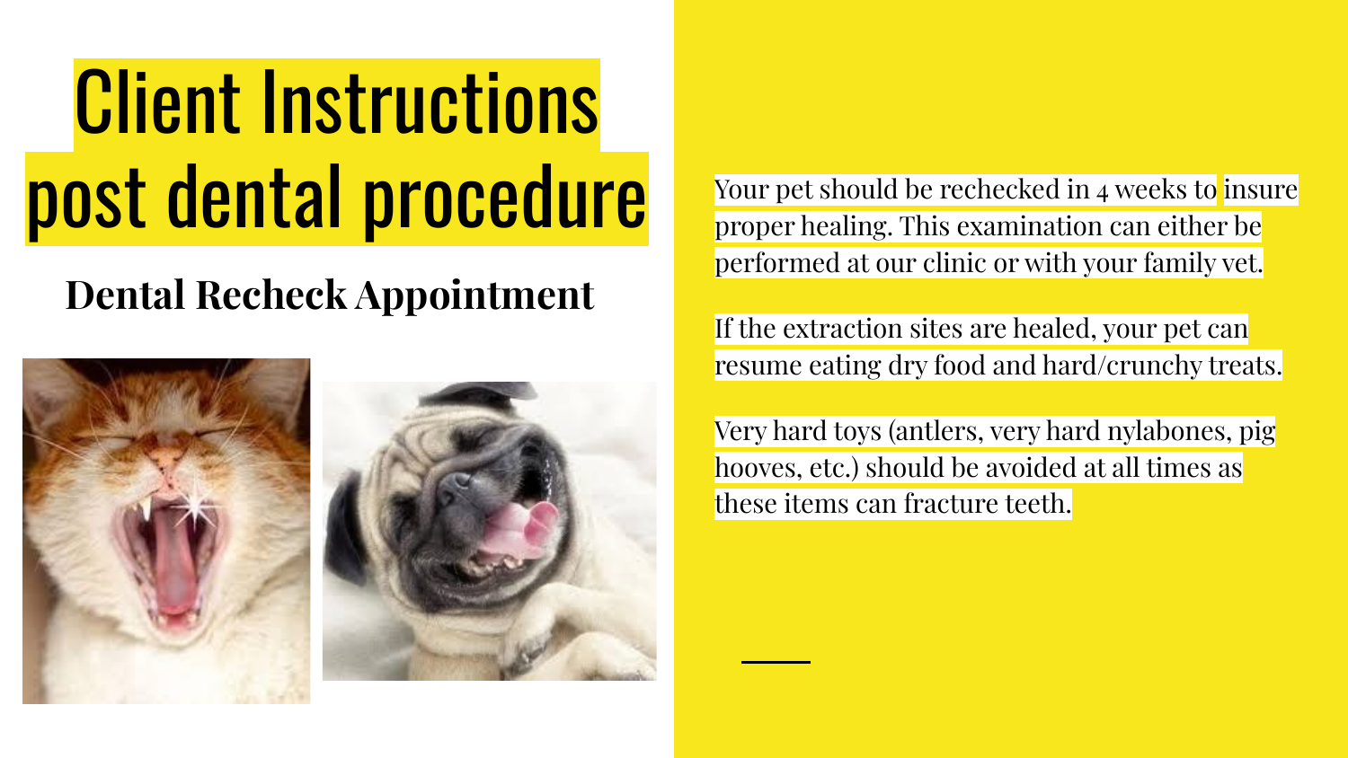# Client Instructions post dental procedure

## Dental Recheck Appointment

Your pet should be rechecked in 4 weeks to insure proper healing. This examination can either be performed at our clinic or with your family vet.

If the extraction sites are healed, your pet can resume eating dry food and hard/crunchy treats.

Very hard toys (antlers, very hard nylabones, pig hooves, etc.) should be avoided at all times as these items can fracture teeth.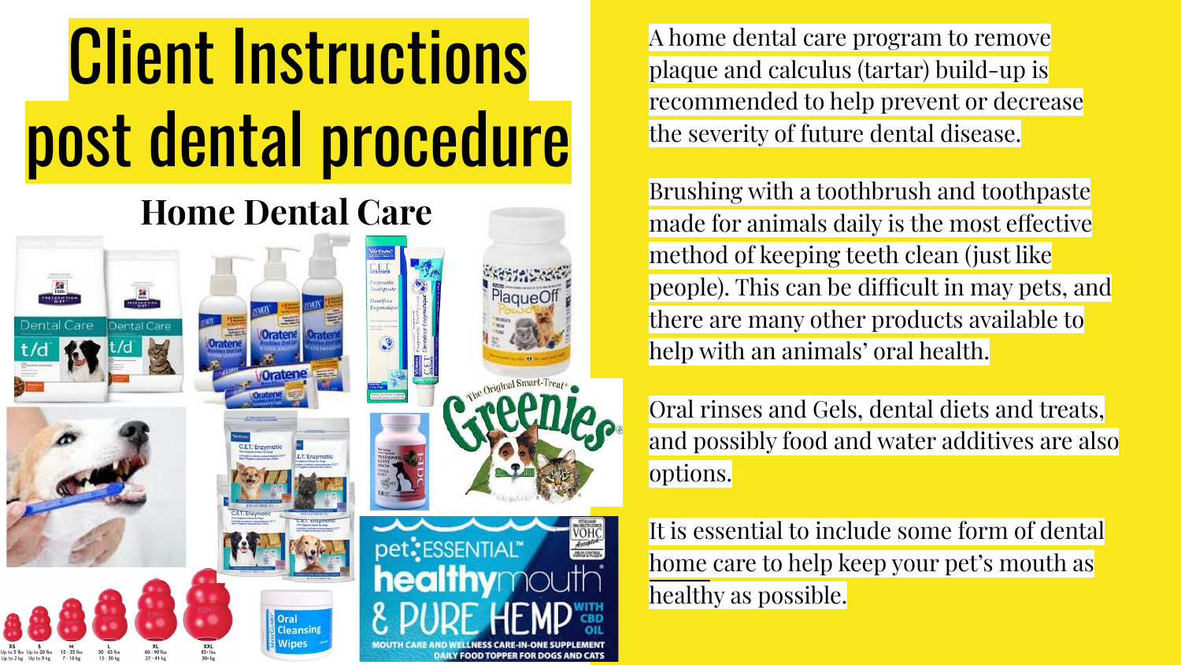# Client Instructions post dental procedure

## Home Dental Care

A home dental care program to remove plaque and calculus (tartar) build-up is recommended to help prevent or decrease the severity of future dental disease.

Brushing with a toothbrush and toothpaste made for animals daily is the most effective method of keeping teeth clean (just like people). This can be difficult in may pets, and there are many other products available to help with an animals' oral health.

Oral rinses and Gels, dental diets and treats, and possibly food and water additives are also options.

It is essential to include some form of dental home care to help keep your pet's mouth as healthy as possible.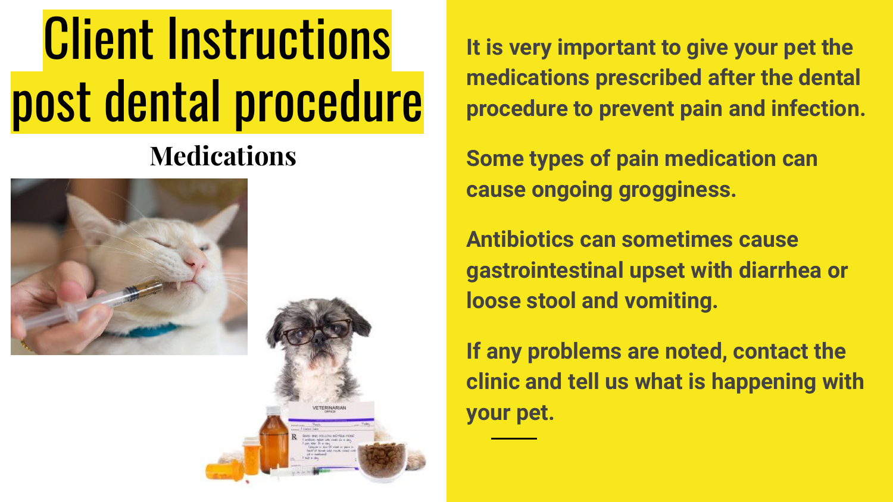# Client Instructions post dental procedure

## Medications

It is very important to give your pet the medications prescribed after the dental procedure to prevent pain and infection.

Some types of pain medication can cause ongoing grogginess.

Antibiotics can sometimes cause gastrointestinal upset with diarrhea or loose stool and vomiting.

If any problems are noted, contact the clinic and tell us what is happening with your pet.